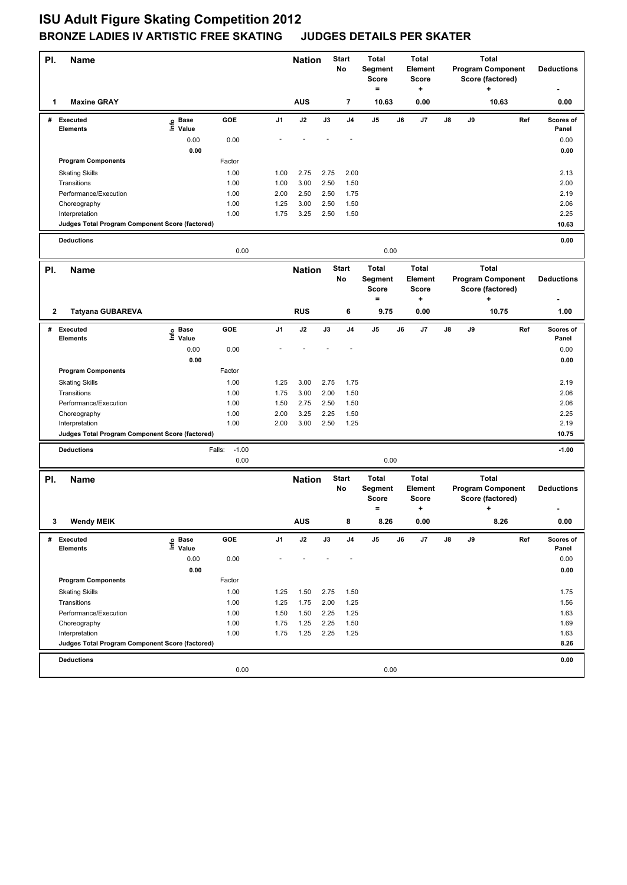# ISU Adult Figure Skating Competition 2012

## BRONZE LADIES IV ARTISTIC FREE SKATING JUDGES DETAILS PER SKATER

| Pl. | Name | Nation | Start No | Total Segment Score = | Total Element Score + | Total Program Component Score (factored) + | Deductions - |
|---|---|---|---|---|---|---|---|
| 1 | Maxine GRAY | AUS | 7 | 10.63 | 0.00 | 10.63 | 0.00 |

| # | Executed Elements | Info | Base Value | GOE | J1 | J2 | J3 | J4 | J5 | J6 | J7 | J8 | J9 | Ref | Scores of Panel |
|---|---|---|---|---|---|---|---|---|---|---|---|---|---|---|---|
| | | | 0.00 | 0.00 | - | - | - | - | | | | | | | 0.00 |
| | | | 0.00 | | | | | | | | | | | | 0.00 |
| | Program Components | | | Factor | | | | | | | | | | | |
| | Skating Skills | | | 1.00 | 1.00 | 2.75 | 2.75 | 2.00 | | | | | | | 2.13 |
| | Transitions | | | 1.00 | 1.00 | 3.00 | 2.50 | 1.50 | | | | | | | 2.00 |
| | Performance/Execution | | | 1.00 | 2.00 | 2.50 | 2.50 | 1.75 | | | | | | | 2.19 |
| | Choreography | | | 1.00 | 1.25 | 3.00 | 2.50 | 1.50 | | | | | | | 2.06 |
| | Interpretation | | | 1.00 | 1.75 | 3.25 | 2.50 | 1.50 | | | | | | | 2.25 |
| | Judges Total Program Component Score (factored) | | | | | | | | | | | | | | 10.63 |
| | Deductions | | | | | | | | | | | | | | 0.00 |
| | | | | 0.00 | | | | | 0.00 | | | | | | |

| Pl. | Name | Nation | Start No | Total Segment Score = | Total Element Score + | Total Program Component Score (factored) + | Deductions - |
|---|---|---|---|---|---|---|---|
| 2 | Tatyana GUBAREVA | RUS | 6 | 9.75 | 0.00 | 10.75 | 1.00 |

| # | Executed Elements | Info | Base Value | GOE | J1 | J2 | J3 | J4 | J5 | J6 | J7 | J8 | J9 | Ref | Scores of Panel |
|---|---|---|---|---|---|---|---|---|---|---|---|---|---|---|---|
| | | | 0.00 | 0.00 | - | - | - | - | | | | | | | 0.00 |
| | | | 0.00 | | | | | | | | | | | | 0.00 |
| | Program Components | | | Factor | | | | | | | | | | | |
| | Skating Skills | | | 1.00 | 1.25 | 3.00 | 2.75 | 1.75 | | | | | | | 2.19 |
| | Transitions | | | 1.00 | 1.75 | 3.00 | 2.00 | 1.50 | | | | | | | 2.06 |
| | Performance/Execution | | | 1.00 | 1.50 | 2.75 | 2.50 | 1.50 | | | | | | | 2.06 |
| | Choreography | | | 1.00 | 2.00 | 3.25 | 2.25 | 1.50 | | | | | | | 2.25 |
| | Interpretation | | | 1.00 | 2.00 | 3.00 | 2.50 | 1.25 | | | | | | | 2.19 |
| | Judges Total Program Component Score (factored) | | | | | | | | | | | | | | 10.75 |
| | Deductions | | | Falls: -1.00 | | | | | | | | | | | -1.00 |
| | | | | 0.00 | | | | | 0.00 | | | | | | |

| Pl. | Name | Nation | Start No | Total Segment Score = | Total Element Score + | Total Program Component Score (factored) + | Deductions - |
|---|---|---|---|---|---|---|---|
| 3 | Wendy MEIK | AUS | 8 | 8.26 | 0.00 | 8.26 | 0.00 |

| # | Executed Elements | Info | Base Value | GOE | J1 | J2 | J3 | J4 | J5 | J6 | J7 | J8 | J9 | Ref | Scores of Panel |
|---|---|---|---|---|---|---|---|---|---|---|---|---|---|---|---|
| | | | 0.00 | 0.00 | - | - | - | - | | | | | | | 0.00 |
| | | | 0.00 | | | | | | | | | | | | 0.00 |
| | Program Components | | | Factor | | | | | | | | | | | |
| | Skating Skills | | | 1.00 | 1.25 | 1.50 | 2.75 | 1.50 | | | | | | | 1.75 |
| | Transitions | | | 1.00 | 1.25 | 1.75 | 2.00 | 1.25 | | | | | | | 1.56 |
| | Performance/Execution | | | 1.00 | 1.50 | 1.50 | 2.25 | 1.25 | | | | | | | 1.63 |
| | Choreography | | | 1.00 | 1.75 | 1.25 | 2.25 | 1.50 | | | | | | | 1.69 |
| | Interpretation | | | 1.00 | 1.75 | 1.25 | 2.25 | 1.25 | | | | | | | 1.63 |
| | Judges Total Program Component Score (factored) | | | | | | | | | | | | | | 8.26 |
| | Deductions | | | | | | | | | | | | | | 0.00 |
| | | | | 0.00 | | | | | 0.00 | | | | | | |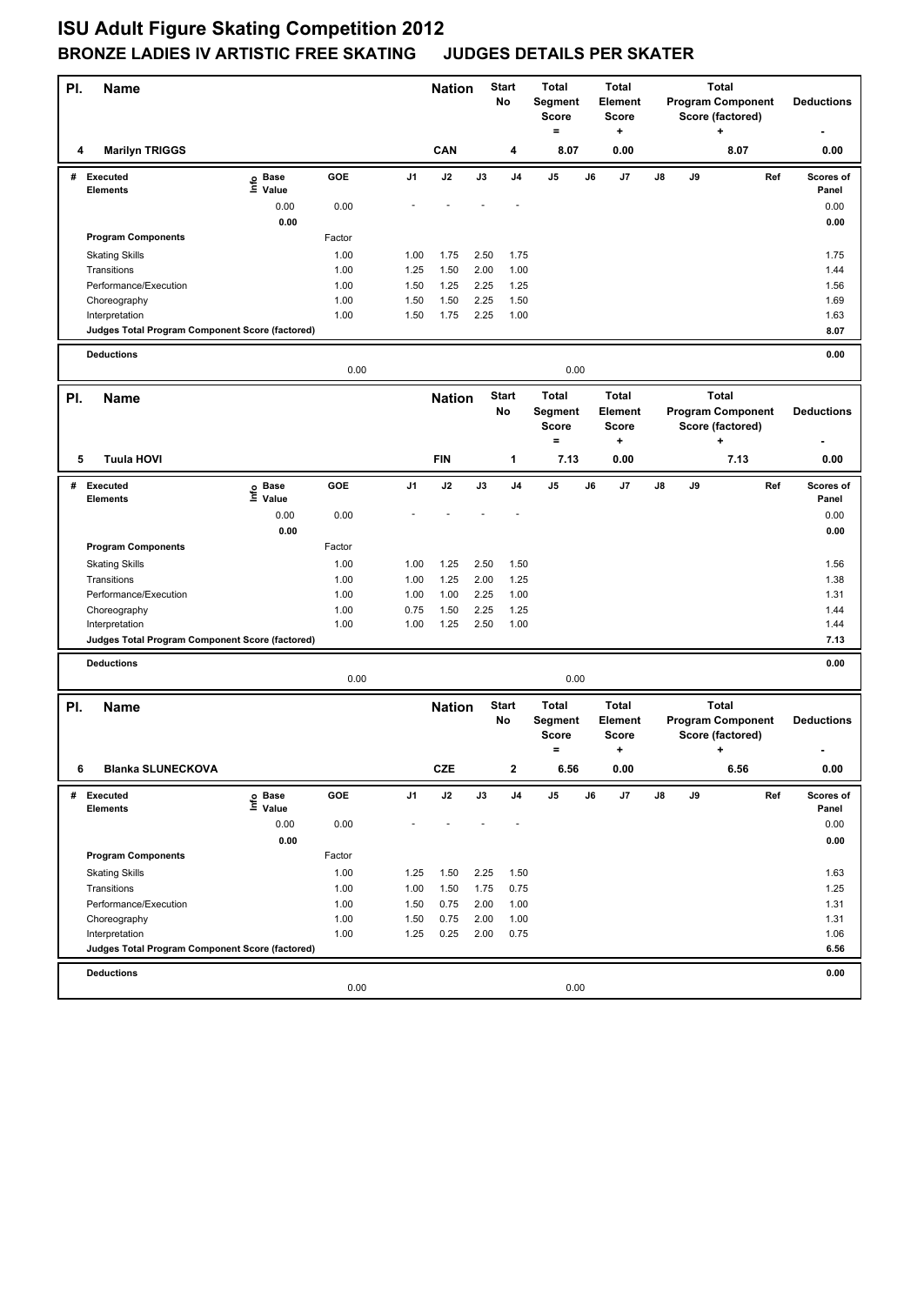# ISU Adult Figure Skating Competition 2012

## BRONZE LADIES IV ARTISTIC FREE SKATING JUDGES DETAILS PER SKATER

| Pl. | Name | Nation | Start No | Total Segment Score = | Total Element Score + | Total Program Component Score (factored) + | Deductions - |
|---|---|---|---|---|---|---|---|
| 4 | Marilyn TRIGGS | CAN | 4 | 8.07 | 0.00 | 8.07 | 0.00 |

| # | Executed Elements | Info | Base Value | GOE | J1 | J2 | J3 | J4 | J5 | J6 | J7 | J8 | J9 | Ref | Scores of Panel |
|---|---|---|---|---|---|---|---|---|---|---|---|---|---|---|---|
| | | | 0.00 | 0.00 | - | - | - | - | | | | | | | 0.00 |
| | | | 0.00 | | | | | | | | | | | | 0.00 |
| | Program Components | | | Factor | | | | | | | | | | | |
| | Skating Skills | | | 1.00 | 1.00 | 1.75 | 2.50 | 1.75 | | | | | | | 1.75 |
| | Transitions | | | 1.00 | 1.25 | 1.50 | 2.00 | 1.00 | | | | | | | 1.44 |
| | Performance/Execution | | | 1.00 | 1.50 | 1.25 | 2.25 | 1.25 | | | | | | | 1.56 |
| | Choreography | | | 1.00 | 1.50 | 1.50 | 2.25 | 1.50 | | | | | | | 1.69 |
| | Interpretation | | | 1.00 | 1.50 | 1.75 | 2.25 | 1.00 | | | | | | | 1.63 |
| | Judges Total Program Component Score (factored) | | | | | | | | | | | | | | 8.07 |
| | Deductions | | | 0.00 | | | | | 0.00 | | | | | | 0.00 |

| Pl. | Name | Nation | Start No | Total Segment Score = | Total Element Score + | Total Program Component Score (factored) + | Deductions - |
|---|---|---|---|---|---|---|---|
| 5 | Tuula HOVI | FIN | 1 | 7.13 | 0.00 | 7.13 | 0.00 |

| # | Executed Elements | Info | Base Value | GOE | J1 | J2 | J3 | J4 | J5 | J6 | J7 | J8 | J9 | Ref | Scores of Panel |
|---|---|---|---|---|---|---|---|---|---|---|---|---|---|---|---|
| | | | 0.00 | 0.00 | - | - | - | - | | | | | | | 0.00 |
| | | | 0.00 | | | | | | | | | | | | 0.00 |
| | Program Components | | | Factor | | | | | | | | | | | |
| | Skating Skills | | | 1.00 | 1.00 | 1.25 | 2.50 | 1.50 | | | | | | | 1.56 |
| | Transitions | | | 1.00 | 1.00 | 1.25 | 2.00 | 1.25 | | | | | | | 1.38 |
| | Performance/Execution | | | 1.00 | 1.00 | 1.00 | 2.25 | 1.00 | | | | | | | 1.31 |
| | Choreography | | | 1.00 | 0.75 | 1.50 | 2.25 | 1.25 | | | | | | | 1.44 |
| | Interpretation | | | 1.00 | 1.00 | 1.25 | 2.50 | 1.00 | | | | | | | 1.44 |
| | Judges Total Program Component Score (factored) | | | | | | | | | | | | | | 7.13 |
| | Deductions | | | 0.00 | | | | | 0.00 | | | | | | 0.00 |

| Pl. | Name | Nation | Start No | Total Segment Score = | Total Element Score + | Total Program Component Score (factored) + | Deductions - |
|---|---|---|---|---|---|---|---|
| 6 | Blanka SLUNECKOVA | CZE | 2 | 6.56 | 0.00 | 6.56 | 0.00 |

| # | Executed Elements | Info | Base Value | GOE | J1 | J2 | J3 | J4 | J5 | J6 | J7 | J8 | J9 | Ref | Scores of Panel |
|---|---|---|---|---|---|---|---|---|---|---|---|---|---|---|---|
| | | | 0.00 | 0.00 | - | - | - | - | | | | | | | 0.00 |
| | | | 0.00 | | | | | | | | | | | | 0.00 |
| | Program Components | | | Factor | | | | | | | | | | | |
| | Skating Skills | | | 1.00 | 1.25 | 1.50 | 2.25 | 1.50 | | | | | | | 1.63 |
| | Transitions | | | 1.00 | 1.00 | 1.50 | 1.75 | 0.75 | | | | | | | 1.25 |
| | Performance/Execution | | | 1.00 | 1.50 | 0.75 | 2.00 | 1.00 | | | | | | | 1.31 |
| | Choreography | | | 1.00 | 1.50 | 0.75 | 2.00 | 1.00 | | | | | | | 1.31 |
| | Interpretation | | | 1.00 | 1.25 | 0.25 | 2.00 | 0.75 | | | | | | | 1.06 |
| | Judges Total Program Component Score (factored) | | | | | | | | | | | | | | 6.56 |
| | Deductions | | | 0.00 | | | | | 0.00 | | | | | | 0.00 |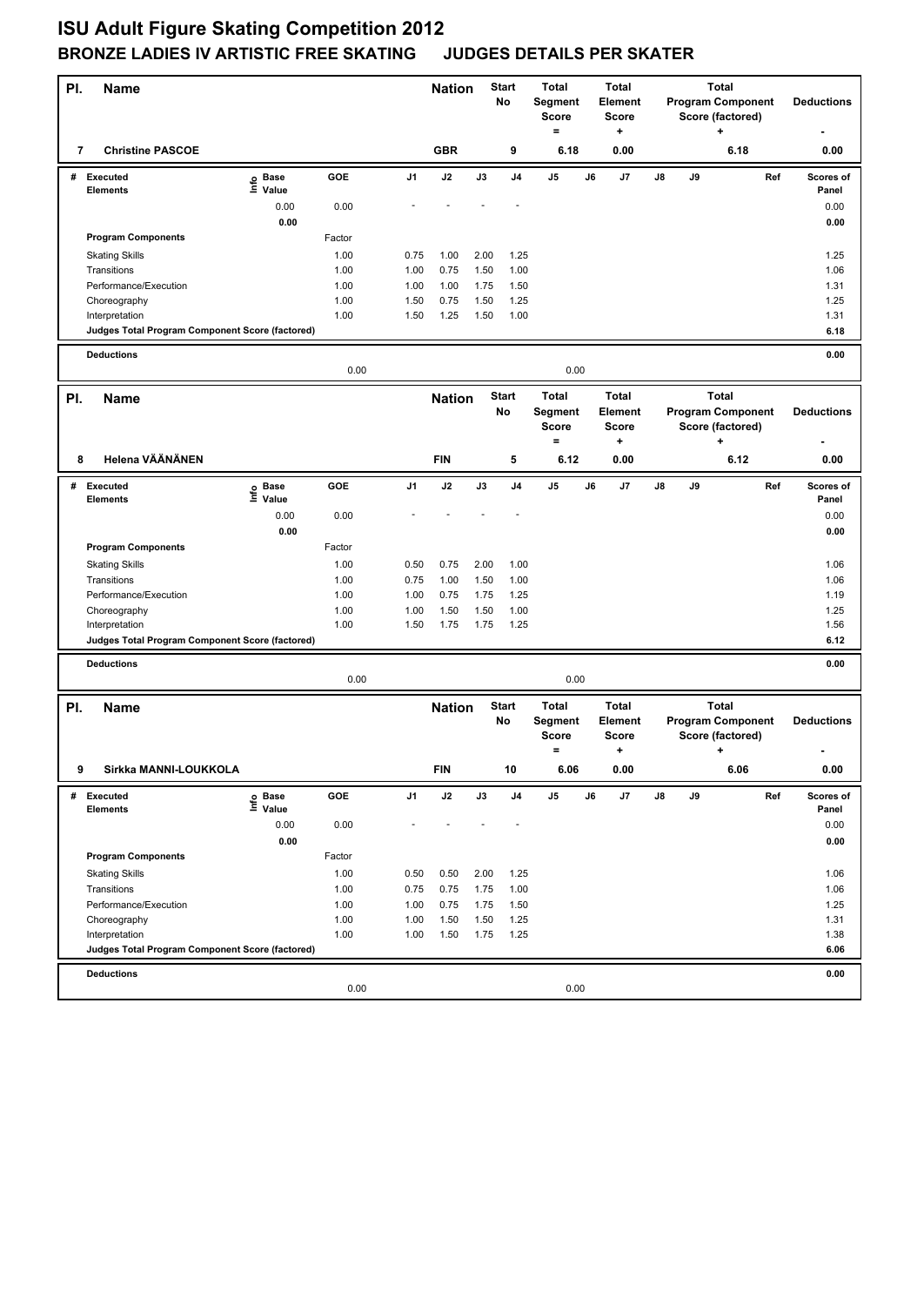# ISU Adult Figure Skating Competition 2012

## BRONZE LADIES IV ARTISTIC FREE SKATING JUDGES DETAILS PER SKATER

| Pl. | Name | Nation | Start No | Total Segment Score = | Total Element Score + | Total Program Component Score (factored) + | Deductions - |
|---|---|---|---|---|---|---|---|
| 7 | Christine PASCOE | GBR | 9 | 6.18 | 0.00 | 6.18 | 0.00 |

| # | Executed Elements | Info | Base Value | GOE | J1 | J2 | J3 | J4 | J5 | J6 | J7 | J8 | J9 | Ref | Scores of Panel |
|---|---|---|---|---|---|---|---|---|---|---|---|---|---|---|---|
| | | | 0.00 | 0.00 | - | - | - | - | | | | | | | 0.00 |
| | | | 0.00 | | | | | | | | | | | | 0.00 |
| | **Program Components** | | | Factor | | | | | | | | | | | |
| | Skating Skills | | | 1.00 | 0.75 | 1.00 | 2.00 | 1.25 | | | | | | | 1.25 |
| | Transitions | | | 1.00 | 1.00 | 0.75 | 1.50 | 1.00 | | | | | | | 1.06 |
| | Performance/Execution | | | 1.00 | 1.00 | 1.00 | 1.75 | 1.50 | | | | | | | 1.31 |
| | Choreography | | | 1.00 | 1.50 | 0.75 | 1.50 | 1.25 | | | | | | | 1.25 |
| | Interpretation | | | 1.00 | 1.50 | 1.25 | 1.50 | 1.00 | | | | | | | 1.31 |
| | **Judges Total Program Component Score (factored)** | | | | | | | | | | | | | | 6.18 |
| | **Deductions** | | | 0.00 | | | | | 0.00 | | | | | | 0.00 |

| Pl. | Name | Nation | Start No | Total Segment Score = | Total Element Score + | Total Program Component Score (factored) + | Deductions - |
|---|---|---|---|---|---|---|---|
| 8 | Helena VÄÄNÄNEN | FIN | 5 | 6.12 | 0.00 | 6.12 | 0.00 |

| # | Executed Elements | Info | Base Value | GOE | J1 | J2 | J3 | J4 | J5 | J6 | J7 | J8 | J9 | Ref | Scores of Panel |
|---|---|---|---|---|---|---|---|---|---|---|---|---|---|---|---|
| | | | 0.00 | 0.00 | - | - | - | - | | | | | | | 0.00 |
| | | | 0.00 | | | | | | | | | | | | 0.00 |
| | **Program Components** | | | Factor | | | | | | | | | | | |
| | Skating Skills | | | 1.00 | 0.50 | 0.75 | 2.00 | 1.00 | | | | | | | 1.06 |
| | Transitions | | | 1.00 | 0.75 | 1.00 | 1.50 | 1.00 | | | | | | | 1.06 |
| | Performance/Execution | | | 1.00 | 1.00 | 0.75 | 1.75 | 1.25 | | | | | | | 1.19 |
| | Choreography | | | 1.00 | 1.00 | 1.50 | 1.50 | 1.00 | | | | | | | 1.25 |
| | Interpretation | | | 1.00 | 1.50 | 1.75 | 1.75 | 1.25 | | | | | | | 1.56 |
| | **Judges Total Program Component Score (factored)** | | | | | | | | | | | | | | 6.12 |
| | **Deductions** | | | 0.00 | | | | | 0.00 | | | | | | 0.00 |

| Pl. | Name | Nation | Start No | Total Segment Score = | Total Element Score + | Total Program Component Score (factored) + | Deductions - |
|---|---|---|---|---|---|---|---|
| 9 | Sirkka MANNI-LOUKKOLA | FIN | 10 | 6.06 | 0.00 | 6.06 | 0.00 |

| # | Executed Elements | Info | Base Value | GOE | J1 | J2 | J3 | J4 | J5 | J6 | J7 | J8 | J9 | Ref | Scores of Panel |
|---|---|---|---|---|---|---|---|---|---|---|---|---|---|---|---|
| | | | 0.00 | 0.00 | - | - | - | - | | | | | | | 0.00 |
| | | | 0.00 | | | | | | | | | | | | 0.00 |
| | **Program Components** | | | Factor | | | | | | | | | | | |
| | Skating Skills | | | 1.00 | 0.50 | 0.50 | 2.00 | 1.25 | | | | | | | 1.06 |
| | Transitions | | | 1.00 | 0.75 | 0.75 | 1.75 | 1.00 | | | | | | | 1.06 |
| | Performance/Execution | | | 1.00 | 1.00 | 0.75 | 1.75 | 1.50 | | | | | | | 1.25 |
| | Choreography | | | 1.00 | 1.00 | 1.50 | 1.50 | 1.25 | | | | | | | 1.31 |
| | Interpretation | | | 1.00 | 1.00 | 1.50 | 1.75 | 1.25 | | | | | | | 1.38 |
| | **Judges Total Program Component Score (factored)** | | | | | | | | | | | | | | 6.06 |
| | **Deductions** | | | 0.00 | | | | | 0.00 | | | | | | 0.00 |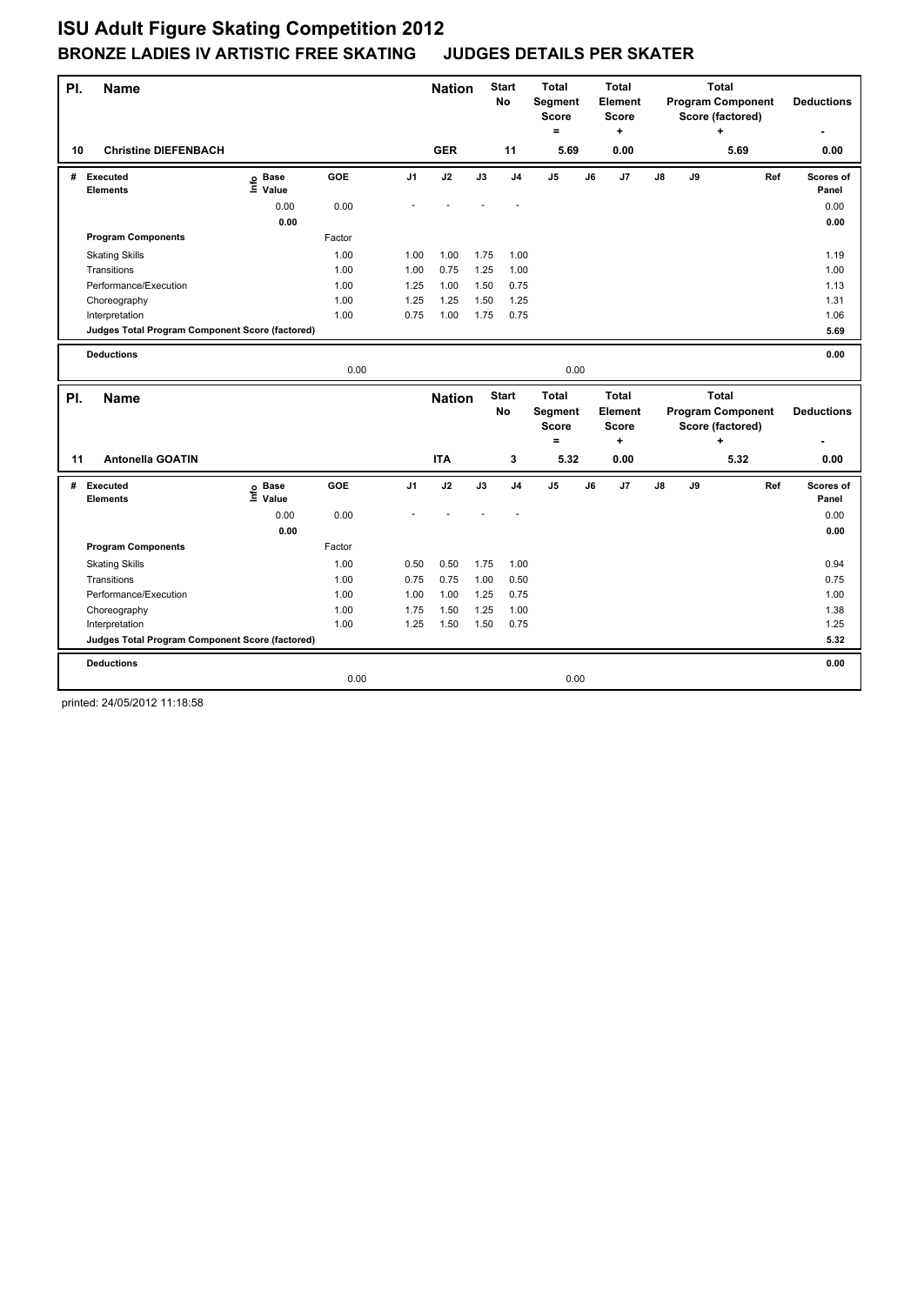# ISU Adult Figure Skating Competition 2012

## BRONZE LADIES IV ARTISTIC FREE SKATING JUDGES DETAILS PER SKATER

| Pl. | Name | Nation | Start No | Total Segment Score = | Total Element Score + | Total Program Component Score (factored) + | Deductions - |
|---|---|---|---|---|---|---|---|
| 10 | Christine DIEFENBACH | GER | 11 | 5.69 | 0.00 | 5.69 | 0.00 |

| # | Executed Elements | Info | Base Value | GOE | J1 | J2 | J3 | J4 | J5 | J6 | J7 | J8 | J9 | Ref | Scores of Panel |
|---|---|---|---|---|---|---|---|---|---|---|---|---|---|---|---|
| | | | 0.00 | 0.00 | - | - | - | - | | | | | | | 0.00 |
| | | | 0.00 | | | | | | | | | | | | 0.00 |
| | Program Components | | | Factor | | | | | | | | | | | |
| | Skating Skills | | | 1.00 | 1.00 | 1.00 | 1.75 | 1.00 | | | | | | | 1.19 |
| | Transitions | | | 1.00 | 1.00 | 0.75 | 1.25 | 1.00 | | | | | | | 1.00 |
| | Performance/Execution | | | 1.00 | 1.25 | 1.00 | 1.50 | 0.75 | | | | | | | 1.13 |
| | Choreography | | | 1.00 | 1.25 | 1.25 | 1.50 | 1.25 | | | | | | | 1.31 |
| | Interpretation | | | 1.00 | 0.75 | 1.00 | 1.75 | 0.75 | | | | | | | 1.06 |
| | Judges Total Program Component Score (factored) | | | | | | | | | | | | | | 5.69 |
| | Deductions | | | | | | | | | | | | | | 0.00 |
| | | | | 0.00 | | | | | 0.00 | | | | | | |

| Pl. | Name | Nation | Start No | Total Segment Score = | Total Element Score + | Total Program Component Score (factored) + | Deductions - |
|---|---|---|---|---|---|---|---|
| 11 | Antonella GOATIN | ITA | 3 | 5.32 | 0.00 | 5.32 | 0.00 |

| # | Executed Elements | Info | Base Value | GOE | J1 | J2 | J3 | J4 | J5 | J6 | J7 | J8 | J9 | Ref | Scores of Panel |
|---|---|---|---|---|---|---|---|---|---|---|---|---|---|---|---|
| | | | 0.00 | 0.00 | - | - | - | - | | | | | | | 0.00 |
| | | | 0.00 | | | | | | | | | | | | 0.00 |
| | Program Components | | | Factor | | | | | | | | | | | |
| | Skating Skills | | | 1.00 | 0.50 | 0.50 | 1.75 | 1.00 | | | | | | | 0.94 |
| | Transitions | | | 1.00 | 0.75 | 0.75 | 1.00 | 0.50 | | | | | | | 0.75 |
| | Performance/Execution | | | 1.00 | 1.00 | 1.00 | 1.25 | 0.75 | | | | | | | 1.00 |
| | Choreography | | | 1.00 | 1.75 | 1.50 | 1.25 | 1.00 | | | | | | | 1.38 |
| | Interpretation | | | 1.00 | 1.25 | 1.50 | 1.50 | 0.75 | | | | | | | 1.25 |
| | Judges Total Program Component Score (factored) | | | | | | | | | | | | | | 5.32 |
| | Deductions | | | | | | | | | | | | | | 0.00 |
| | | | | 0.00 | | | | | 0.00 | | | | | | |

printed: 24/05/2012 11:18:58